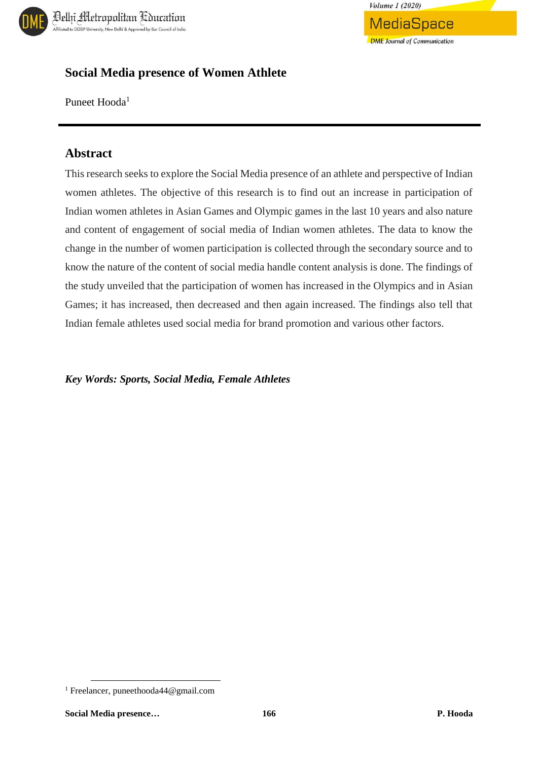# Social Media presence of Women Athlete

Puneet Hooda[1]

## Abstract

This research seeks to explore the Social Media presence of an athlete and perspective of Indian women athletes. The objective of this research is to find out an increase in participation of Indian women athletes in Asian Games and Olympic games in the last 10 years and also nature and content of engagement of social media of Indian women athletes. The data to know the change in the number of women participation is collected through the secondary source and to know the nature of the content of social media handle content analysis is done. The findings of the study unveiled that the participation of women has increased in the Olympics and in Asian Games; it has increased, then decreased and then again increased. The findings also tell that Indian female athletes used social media for brand promotion and various other factors.

***Key Words: Sports, Social Media, Female Athletes***

[1] Freelancer, puneethooda44@gmail.com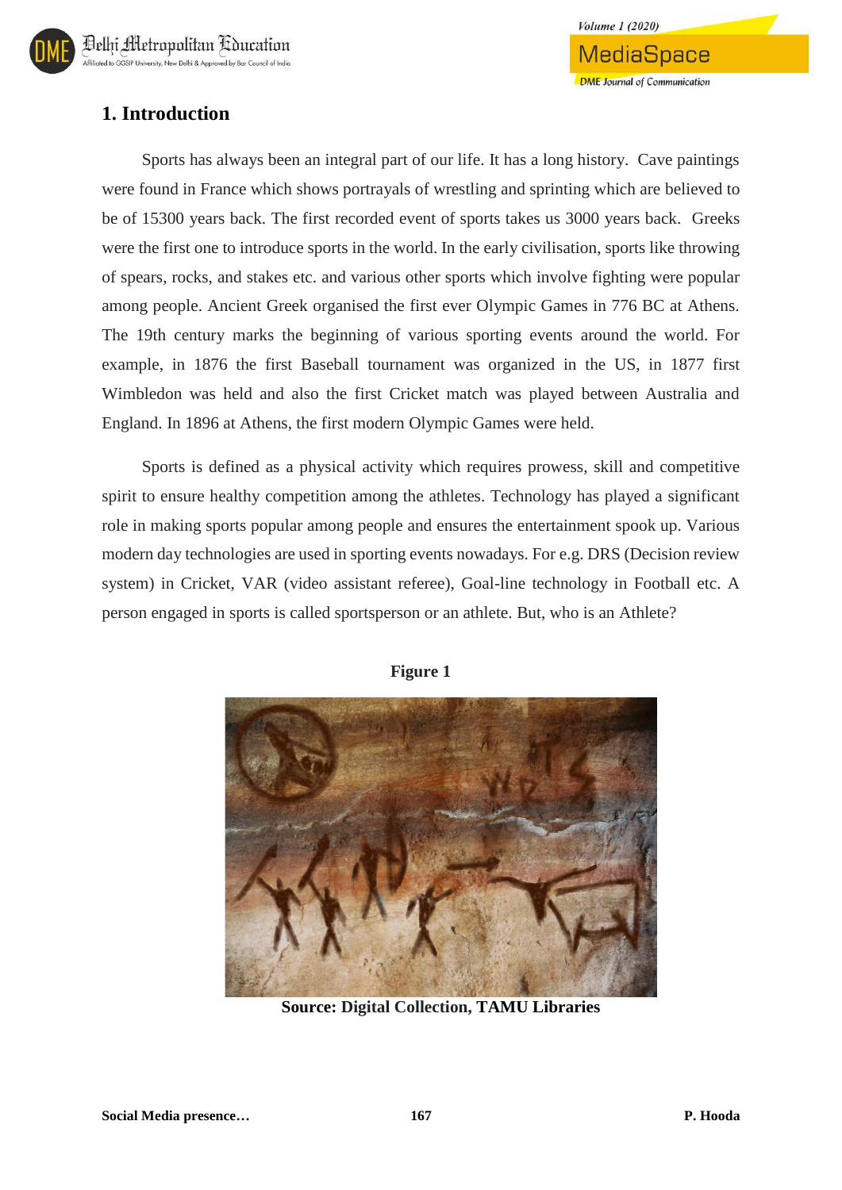## 1. Introduction

Sports has always been an integral part of our life. It has a long history. Cave paintings were found in France which shows portrayals of wrestling and sprinting which are believed to be of 15300 years back. The first recorded event of sports takes us 3000 years back. Greeks were the first one to introduce sports in the world. In the early civilisation, sports like throwing of spears, rocks, and stakes etc. and various other sports which involve fighting were popular among people. Ancient Greek organised the first ever Olympic Games in 776 BC at Athens. The 19th century marks the beginning of various sporting events around the world. For example, in 1876 the first Baseball tournament was organized in the US, in 1877 first Wimbledon was held and also the first Cricket match was played between Australia and England. In 1896 at Athens, the first modern Olympic Games were held.

Sports is defined as a physical activity which requires prowess, skill and competitive spirit to ensure healthy competition among the athletes. Technology has played a significant role in making sports popular among people and ensures the entertainment spook up. Various modern day technologies are used in sporting events nowadays. For e.g. DRS (Decision review system) in Cricket, VAR (video assistant referee), Goal-line technology in Football etc. A person engaged in sports is called sportsperson or an athlete. But, who is an Athlete?

**Figure 1**

**Source: Digital Collection, TAMU Libraries**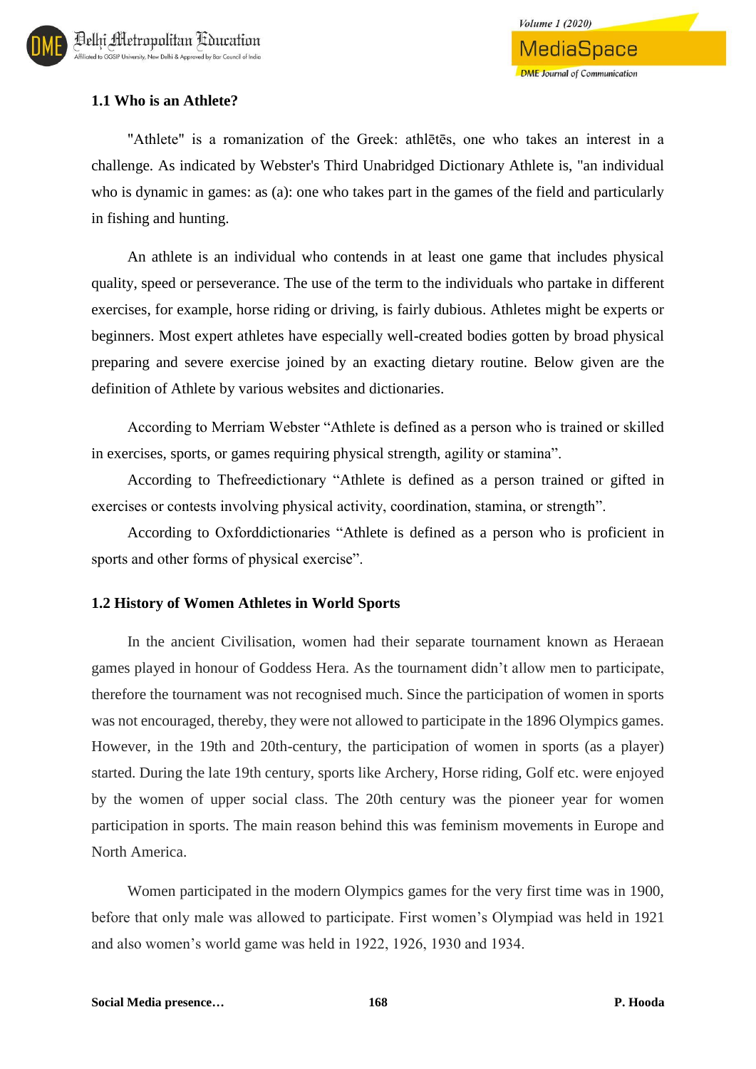### 1.1 Who is an Athlete?

"Athlete" is a romanization of the Greek: athlētēs, one who takes an interest in a challenge. As indicated by Webster's Third Unabridged Dictionary Athlete is, "an individual who is dynamic in games: as (a): one who takes part in the games of the field and particularly in fishing and hunting.

An athlete is an individual who contends in at least one game that includes physical quality, speed or perseverance. The use of the term to the individuals who partake in different exercises, for example, horse riding or driving, is fairly dubious. Athletes might be experts or beginners. Most expert athletes have especially well-created bodies gotten by broad physical preparing and severe exercise joined by an exacting dietary routine. Below given are the definition of Athlete by various websites and dictionaries.

According to Merriam Webster "Athlete is defined as a person who is trained or skilled in exercises, sports, or games requiring physical strength, agility or stamina".

According to Thefreedictionary "Athlete is defined as a person trained or gifted in exercises or contests involving physical activity, coordination, stamina, or strength".

According to Oxforddictionaries "Athlete is defined as a person who is proficient in sports and other forms of physical exercise".

### 1.2 History of Women Athletes in World Sports

In the ancient Civilisation, women had their separate tournament known as Heraean games played in honour of Goddess Hera. As the tournament didn't allow men to participate, therefore the tournament was not recognised much. Since the participation of women in sports was not encouraged, thereby, they were not allowed to participate in the 1896 Olympics games. However, in the 19th and 20th-century, the participation of women in sports (as a player) started. During the late 19th century, sports like Archery, Horse riding, Golf etc. were enjoyed by the women of upper social class. The 20th century was the pioneer year for women participation in sports. The main reason behind this was feminism movements in Europe and North America.

Women participated in the modern Olympics games for the very first time was in 1900, before that only male was allowed to participate. First women's Olympiad was held in 1921 and also women's world game was held in 1922, 1926, 1930 and 1934.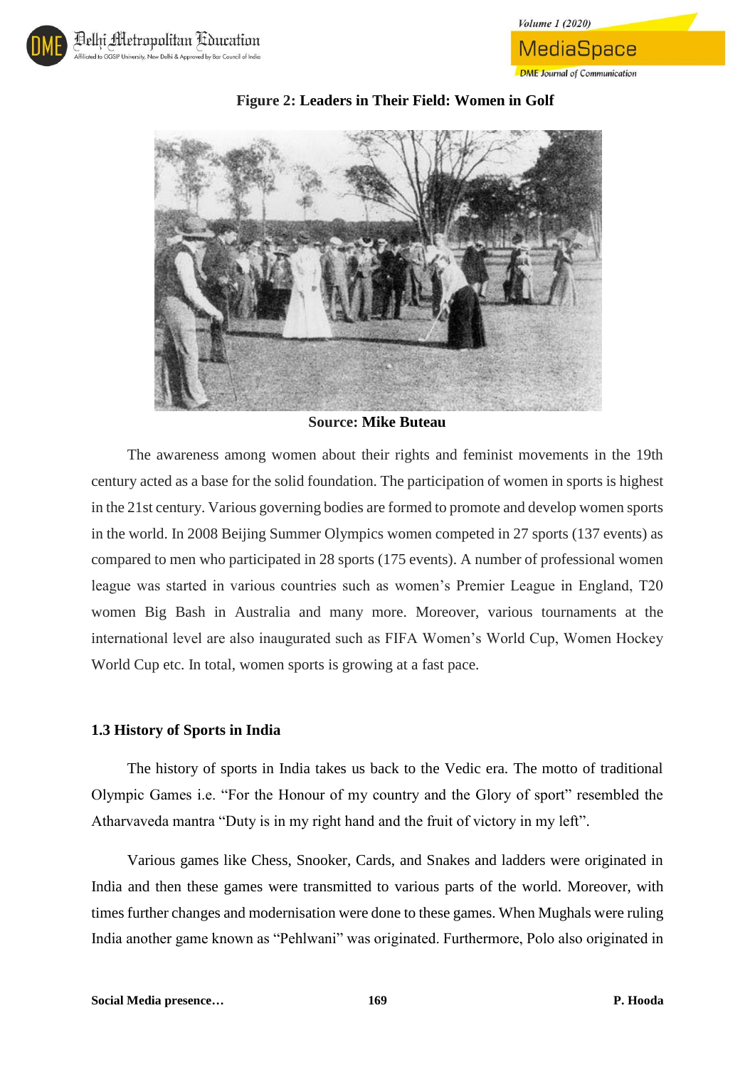**Figure 2: Leaders in Their Field: Women in Golf**

**Source: Mike Buteau**

The awareness among women about their rights and feminist movements in the 19th century acted as a base for the solid foundation. The participation of women in sports is highest in the 21st century. Various governing bodies are formed to promote and develop women sports in the world. In 2008 Beijing Summer Olympics women competed in 27 sports (137 events) as compared to men who participated in 28 sports (175 events). A number of professional women league was started in various countries such as women's Premier League in England, T20 women Big Bash in Australia and many more. Moreover, various tournaments at the international level are also inaugurated such as FIFA Women's World Cup, Women Hockey World Cup etc. In total, women sports is growing at a fast pace.

### 1.3 History of Sports in India

The history of sports in India takes us back to the Vedic era. The motto of traditional Olympic Games i.e. "For the Honour of my country and the Glory of sport" resembled the Atharvaveda mantra "Duty is in my right hand and the fruit of victory in my left".

Various games like Chess, Snooker, Cards, and Snakes and ladders were originated in India and then these games were transmitted to various parts of the world. Moreover, with times further changes and modernisation were done to these games. When Mughals were ruling India another game known as "Pehlwani" was originated. Furthermore, Polo also originated in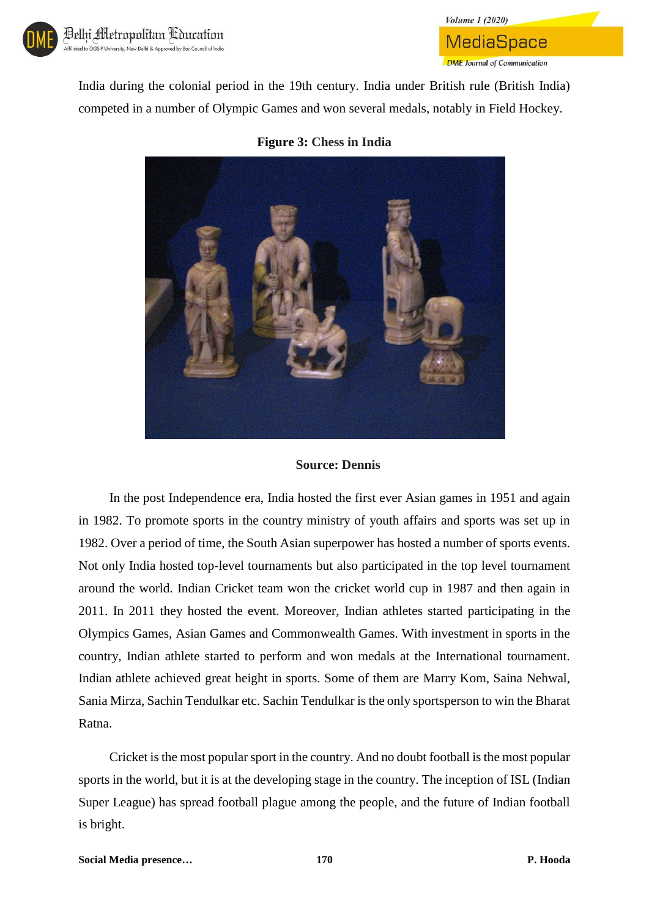India during the colonial period in the 19th century. India under British rule (British India) competed in a number of Olympic Games and won several medals, notably in Field Hockey.

**Figure 3: Chess in India**

**Source: Dennis**

In the post Independence era, India hosted the first ever Asian games in 1951 and again in 1982. To promote sports in the country ministry of youth affairs and sports was set up in 1982. Over a period of time, the South Asian superpower has hosted a number of sports events. Not only India hosted top-level tournaments but also participated in the top level tournament around the world. Indian Cricket team won the cricket world cup in 1987 and then again in 2011. In 2011 they hosted the event. Moreover, Indian athletes started participating in the Olympics Games, Asian Games and Commonwealth Games. With investment in sports in the country, Indian athlete started to perform and won medals at the International tournament. Indian athlete achieved great height in sports. Some of them are Marry Kom, Saina Nehwal, Sania Mirza, Sachin Tendulkar etc. Sachin Tendulkar is the only sportsperson to win the Bharat Ratna.

Cricket is the most popular sport in the country. And no doubt football is the most popular sports in the world, but it is at the developing stage in the country. The inception of ISL (Indian Super League) has spread football plague among the people, and the future of Indian football is bright.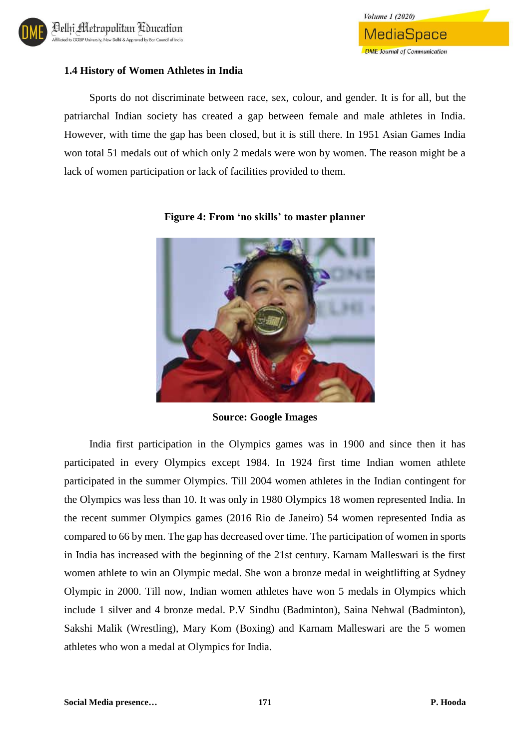### 1.4 History of Women Athletes in India

Sports do not discriminate between race, sex, colour, and gender. It is for all, but the patriarchal Indian society has created a gap between female and male athletes in India. However, with time the gap has been closed, but it is still there. In 1951 Asian Games India won total 51 medals out of which only 2 medals were won by women. The reason might be a lack of women participation or lack of facilities provided to them.

**Figure 4: From 'no skills' to master planner**

**Source: Google Images**

India first participation in the Olympics games was in 1900 and since then it has participated in every Olympics except 1984. In 1924 first time Indian women athlete participated in the summer Olympics. Till 2004 women athletes in the Indian contingent for the Olympics was less than 10. It was only in 1980 Olympics 18 women represented India. In the recent summer Olympics games (2016 Rio de Janeiro) 54 women represented India as compared to 66 by men. The gap has decreased over time. The participation of women in sports in India has increased with the beginning of the 21st century. Karnam Malleswari is the first women athlete to win an Olympic medal. She won a bronze medal in weightlifting at Sydney Olympic in 2000. Till now, Indian women athletes have won 5 medals in Olympics which include 1 silver and 4 bronze medal. P.V Sindhu (Badminton), Saina Nehwal (Badminton), Sakshi Malik (Wrestling), Mary Kom (Boxing) and Karnam Malleswari are the 5 women athletes who won a medal at Olympics for India.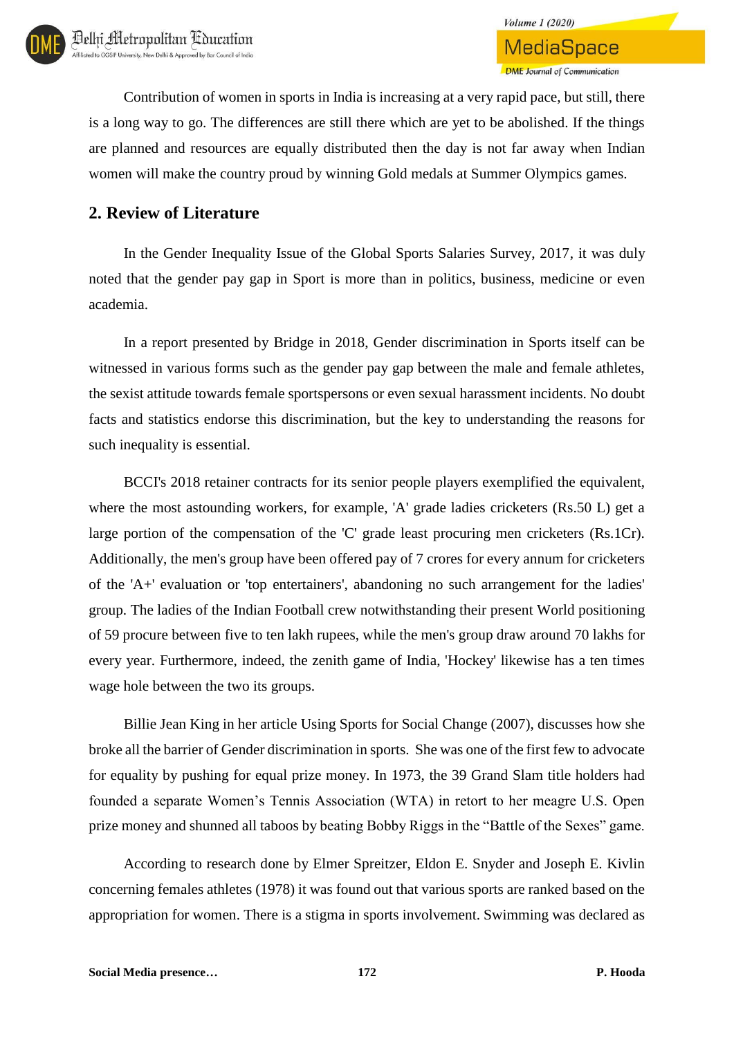Contribution of women in sports in India is increasing at a very rapid pace, but still, there is a long way to go. The differences are still there which are yet to be abolished. If the things are planned and resources are equally distributed then the day is not far away when Indian women will make the country proud by winning Gold medals at Summer Olympics games.

## 2. Review of Literature

In the Gender Inequality Issue of the Global Sports Salaries Survey, 2017, it was duly noted that the gender pay gap in Sport is more than in politics, business, medicine or even academia.

In a report presented by Bridge in 2018, Gender discrimination in Sports itself can be witnessed in various forms such as the gender pay gap between the male and female athletes, the sexist attitude towards female sportspersons or even sexual harassment incidents. No doubt facts and statistics endorse this discrimination, but the key to understanding the reasons for such inequality is essential.

BCCI's 2018 retainer contracts for its senior people players exemplified the equivalent, where the most astounding workers, for example, 'A' grade ladies cricketers (Rs.50 L) get a large portion of the compensation of the 'C' grade least procuring men cricketers (Rs.1Cr). Additionally, the men's group have been offered pay of 7 crores for every annum for cricketers of the 'A+' evaluation or 'top entertainers', abandoning no such arrangement for the ladies' group. The ladies of the Indian Football crew notwithstanding their present World positioning of 59 procure between five to ten lakh rupees, while the men's group draw around 70 lakhs for every year. Furthermore, indeed, the zenith game of India, 'Hockey' likewise has a ten times wage hole between the two its groups.

Billie Jean King in her article Using Sports for Social Change (2007), discusses how she broke all the barrier of Gender discrimination in sports. She was one of the first few to advocate for equality by pushing for equal prize money. In 1973, the 39 Grand Slam title holders had founded a separate Women's Tennis Association (WTA) in retort to her meagre U.S. Open prize money and shunned all taboos by beating Bobby Riggs in the "Battle of the Sexes" game.

According to research done by Elmer Spreitzer, Eldon E. Snyder and Joseph E. Kivlin concerning females athletes (1978) it was found out that various sports are ranked based on the appropriation for women. There is a stigma in sports involvement. Swimming was declared as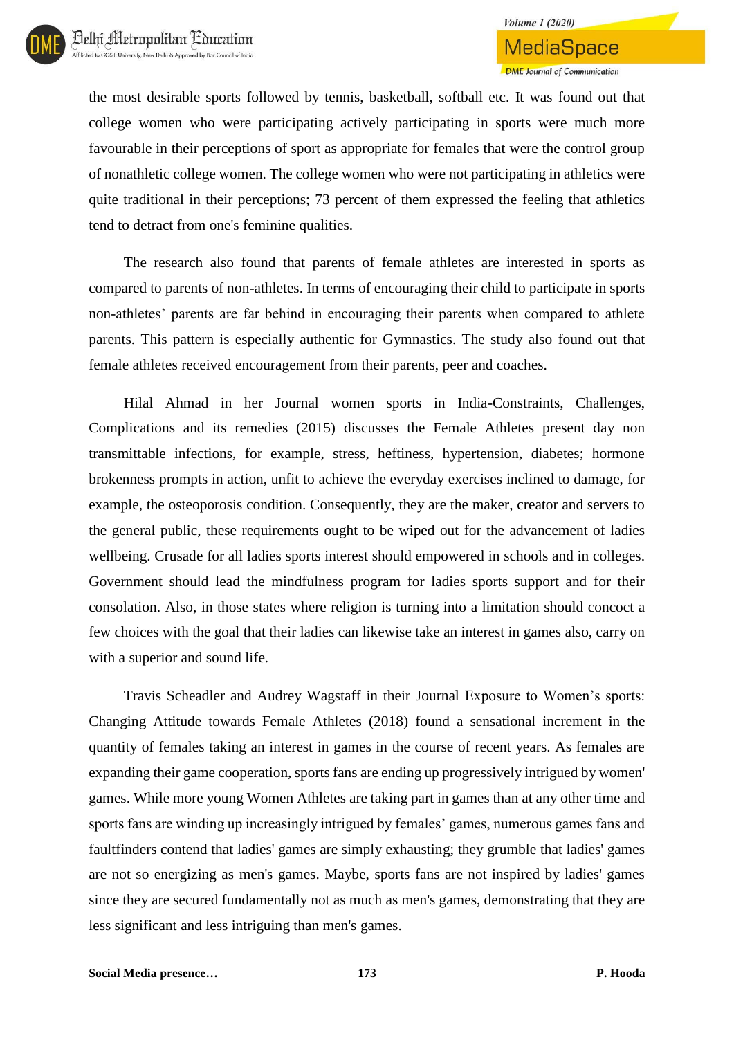the most desirable sports followed by tennis, basketball, softball etc. It was found out that college women who were participating actively participating in sports were much more favourable in their perceptions of sport as appropriate for females that were the control group of nonathletic college women. The college women who were not participating in athletics were quite traditional in their perceptions; 73 percent of them expressed the feeling that athletics tend to detract from one's feminine qualities.

The research also found that parents of female athletes are interested in sports as compared to parents of non-athletes. In terms of encouraging their child to participate in sports non-athletes’ parents are far behind in encouraging their parents when compared to athlete parents. This pattern is especially authentic for Gymnastics. The study also found out that female athletes received encouragement from their parents, peer and coaches.

Hilal Ahmad in her Journal women sports in India-Constraints, Challenges, Complications and its remedies (2015) discusses the Female Athletes present day non transmittable infections, for example, stress, heftiness, hypertension, diabetes; hormone brokenness prompts in action, unfit to achieve the everyday exercises inclined to damage, for example, the osteoporosis condition. Consequently, they are the maker, creator and servers to the general public, these requirements ought to be wiped out for the advancement of ladies wellbeing. Crusade for all ladies sports interest should empowered in schools and in colleges. Government should lead the mindfulness program for ladies sports support and for their consolation. Also, in those states where religion is turning into a limitation should concoct a few choices with the goal that their ladies can likewise take an interest in games also, carry on with a superior and sound life.

Travis Scheadler and Audrey Wagstaff in their Journal Exposure to Women’s sports: Changing Attitude towards Female Athletes (2018) found a sensational increment in the quantity of females taking an interest in games in the course of recent years. As females are expanding their game cooperation, sports fans are ending up progressively intrigued by women' games. While more young Women Athletes are taking part in games than at any other time and sports fans are winding up increasingly intrigued by females’ games, numerous games fans and faultfinders contend that ladies' games are simply exhausting; they grumble that ladies' games are not so energizing as men's games. Maybe, sports fans are not inspired by ladies' games since they are secured fundamentally not as much as men's games, demonstrating that they are less significant and less intriguing than men's games.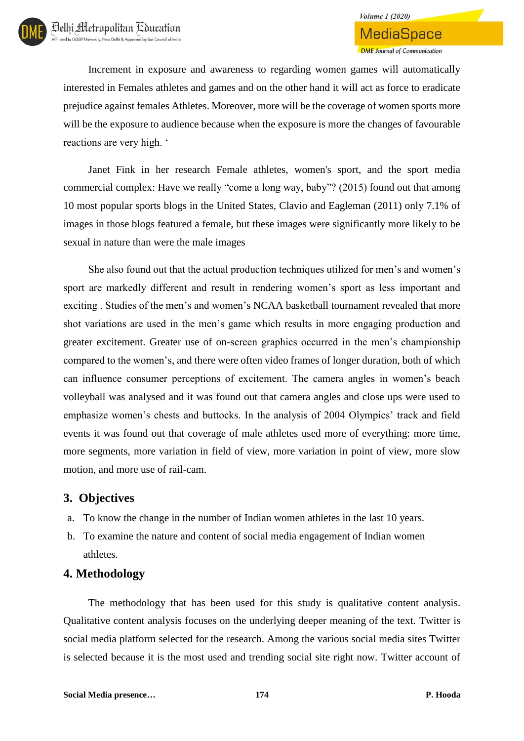Increment in exposure and awareness to regarding women games will automatically interested in Females athletes and games and on the other hand it will act as force to eradicate prejudice against females Athletes. Moreover, more will be the coverage of women sports more will be the exposure to audience because when the exposure is more the changes of favourable reactions are very high. '

Janet Fink in her research Female athletes, women's sport, and the sport media commercial complex: Have we really "come a long way, baby"? (2015) found out that among 10 most popular sports blogs in the United States, Clavio and Eagleman (2011) only 7.1% of images in those blogs featured a female, but these images were significantly more likely to be sexual in nature than were the male images

She also found out that the actual production techniques utilized for men's and women's sport are markedly different and result in rendering women's sport as less important and exciting . Studies of the men's and women's NCAA basketball tournament revealed that more shot variations are used in the men's game which results in more engaging production and greater excitement. Greater use of on-screen graphics occurred in the men's championship compared to the women's, and there were often video frames of longer duration, both of which can influence consumer perceptions of excitement. The camera angles in women's beach volleyball was analysed and it was found out that camera angles and close ups were used to emphasize women's chests and buttocks. In the analysis of 2004 Olympics' track and field events it was found out that coverage of male athletes used more of everything: more time, more segments, more variation in field of view, more variation in point of view, more slow motion, and more use of rail-cam.

## 3. Objectives

a. To know the change in the number of Indian women athletes in the last 10 years.

b. To examine the nature and content of social media engagement of Indian women athletes.

## 4. Methodology

The methodology that has been used for this study is qualitative content analysis. Qualitative content analysis focuses on the underlying deeper meaning of the text. Twitter is social media platform selected for the research. Among the various social media sites Twitter is selected because it is the most used and trending social site right now. Twitter account of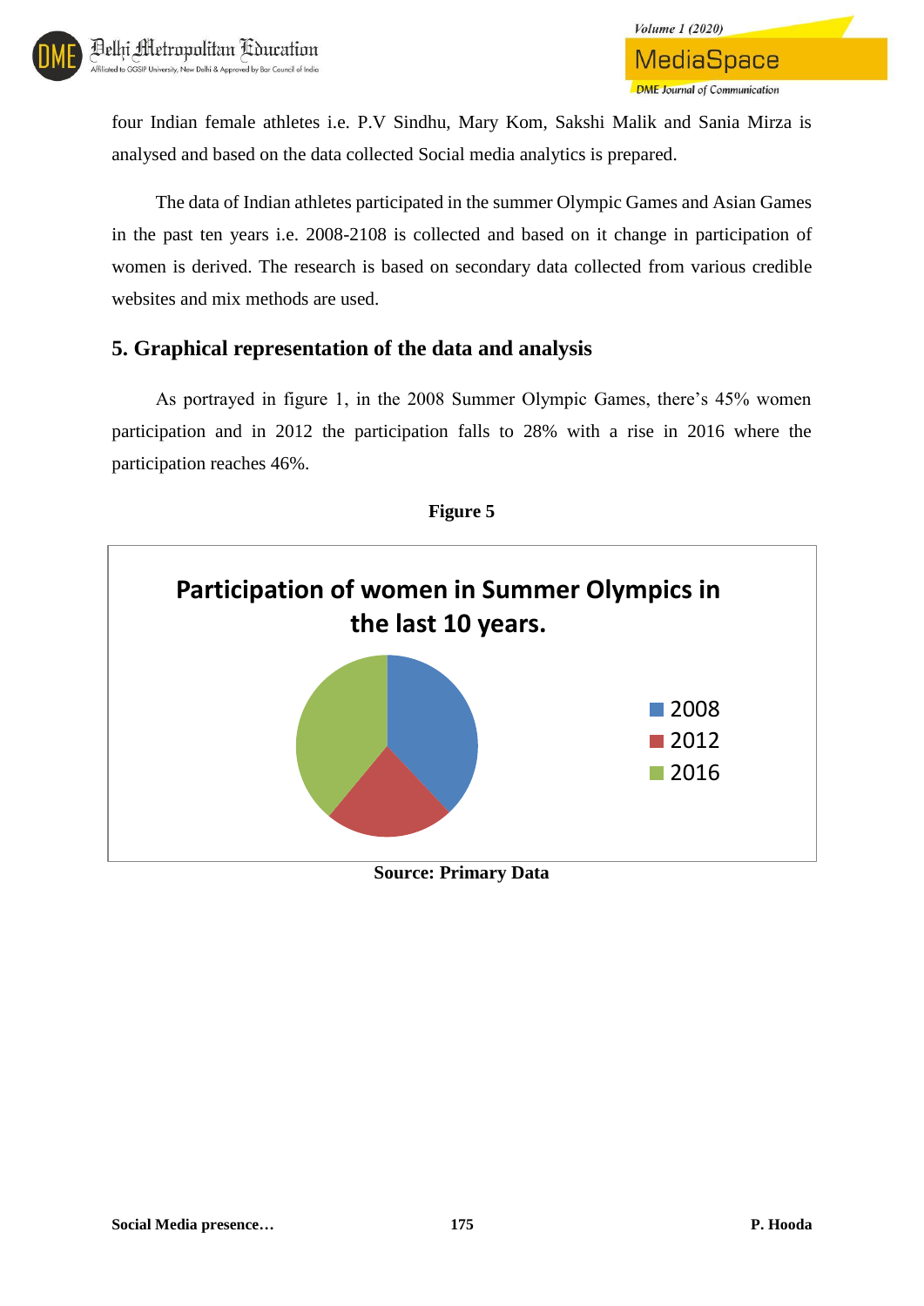four Indian female athletes i.e. P.V Sindhu, Mary Kom, Sakshi Malik and Sania Mirza is analysed and based on the data collected Social media analytics is prepared.

The data of Indian athletes participated in the summer Olympic Games and Asian Games in the past ten years i.e. 2008-2108 is collected and based on it change in participation of women is derived. The research is based on secondary data collected from various credible websites and mix methods are used.

## 5. Graphical representation of the data and analysis

As portrayed in figure 1, in the 2008 Summer Olympic Games, there's 45% women participation and in 2012 the participation falls to 28% with a rise in 2016 where the participation reaches 46%.

**Figure 5**

**Participation of women in Summer Olympics in the last 10 years.**

2008
2012
2016

**Source: Primary Data**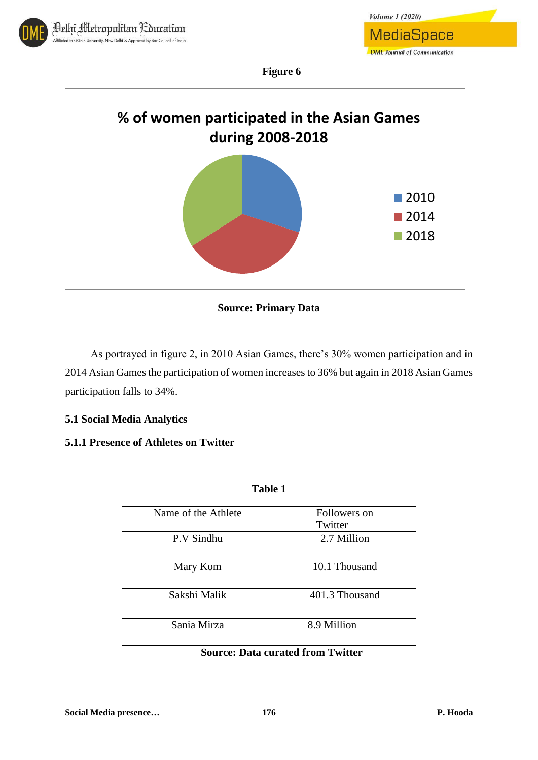**Figure 6**

**% of women participated in the Asian Games during 2008-2018**

- 2010
- 2014
- 2018

**Source: Primary Data**

As portrayed in figure 2, in 2010 Asian Games, there's 30% women participation and in 2014 Asian Games the participation of women increases to 36% but again in 2018 Asian Games participation falls to 34%.

### 5.1 Social Media Analytics

#### 5.1.1 Presence of Athletes on Twitter

**Table 1**

| Name of the Athlete | Followers on Twitter |
|---|---|
| P.V Sindhu | 2.7 Million |
| Mary Kom | 10.1 Thousand |
| Sakshi Malik | 401.3 Thousand |
| Sania Mirza | 8.9 Million |

**Source: Data curated from Twitter**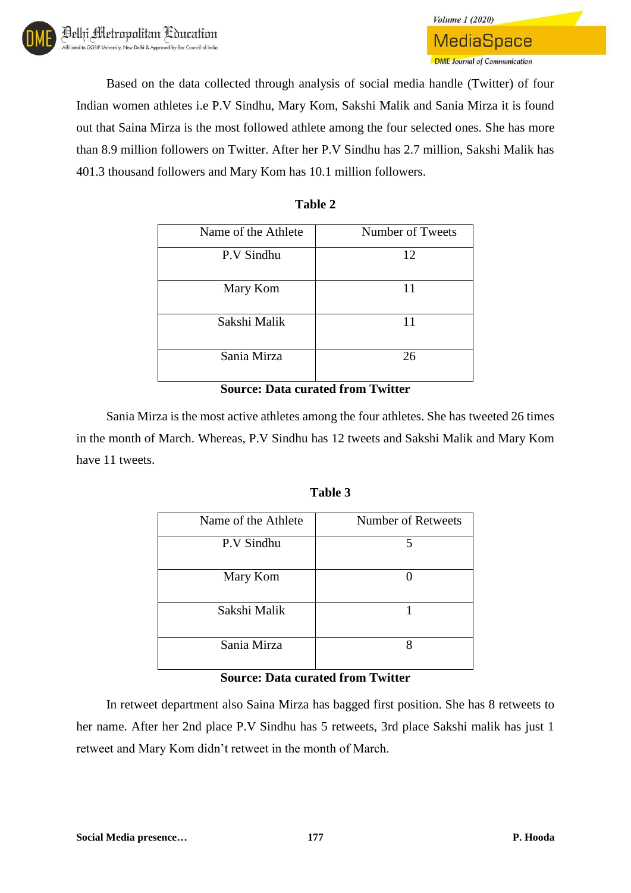Based on the data collected through analysis of social media handle (Twitter) of four Indian women athletes i.e P.V Sindhu, Mary Kom, Sakshi Malik and Sania Mirza it is found out that Saina Mirza is the most followed athlete among the four selected ones. She has more than 8.9 million followers on Twitter. After her P.V Sindhu has 2.7 million, Sakshi Malik has 401.3 thousand followers and Mary Kom has 10.1 million followers.

**Table 2**

| Name of the Athlete | Number of Tweets |
|---|---|
| P.V Sindhu | 12 |
| Mary Kom | 11 |
| Sakshi Malik | 11 |
| Sania Mirza | 26 |

**Source: Data curated from Twitter**

Sania Mirza is the most active athletes among the four athletes. She has tweeted 26 times in the month of March. Whereas, P.V Sindhu has 12 tweets and Sakshi Malik and Mary Kom have 11 tweets.

**Table 3**

| Name of the Athlete | Number of Retweets |
|---|---|
| P.V Sindhu | 5 |
| Mary Kom | 0 |
| Sakshi Malik | 1 |
| Sania Mirza | 8 |

**Source: Data curated from Twitter**

In retweet department also Saina Mirza has bagged first position. She has 8 retweets to her name. After her 2nd place P.V Sindhu has 5 retweets, 3rd place Sakshi malik has just 1 retweet and Mary Kom didn't retweet in the month of March.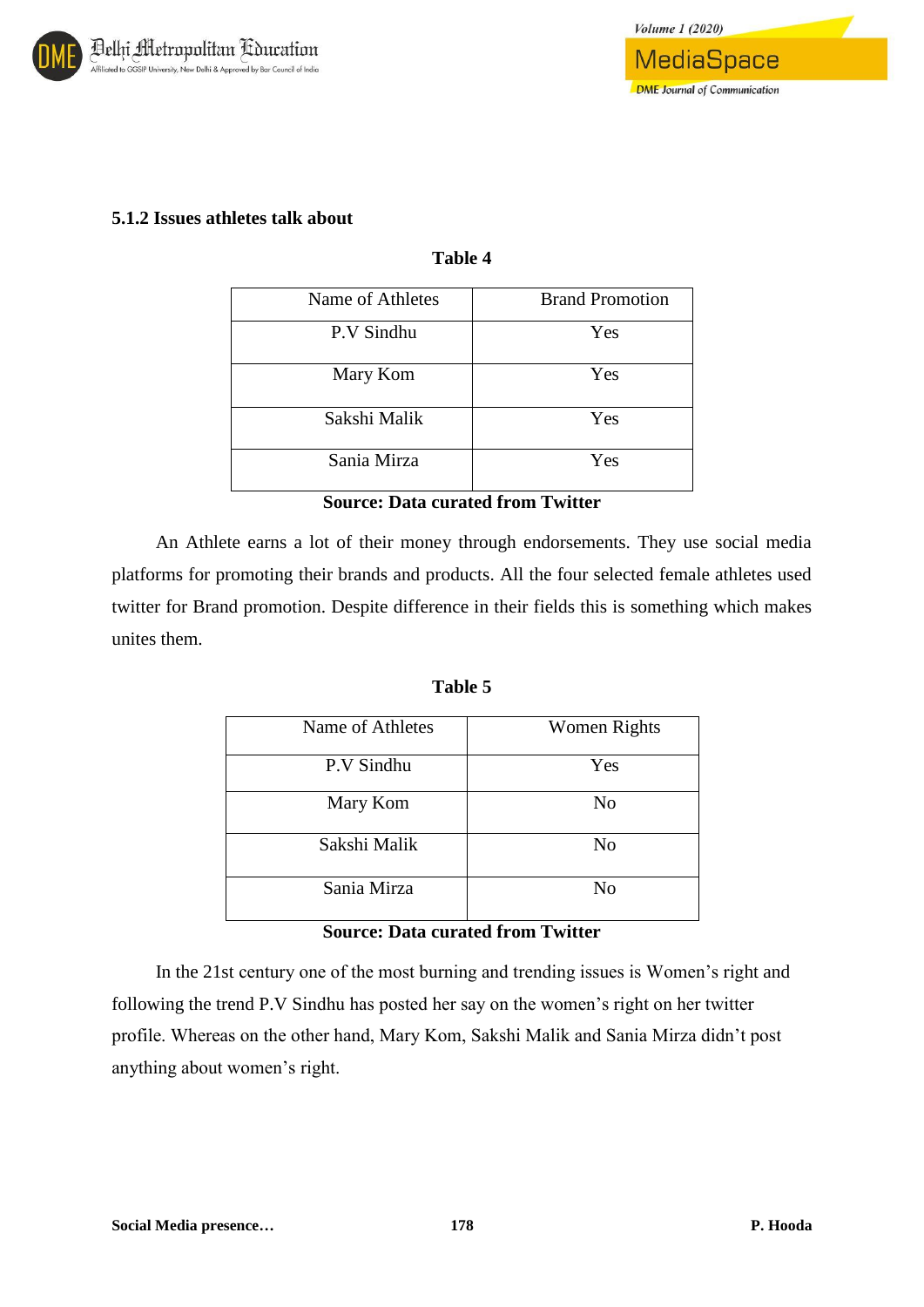### 5.1.2 Issues athletes talk about

**Table 4**

| Name of Athletes | Brand Promotion |
|---|---|
| P.V Sindhu | Yes |
| Mary Kom | Yes |
| Sakshi Malik | Yes |
| Sania Mirza | Yes |

**Source: Data curated from Twitter**

An Athlete earns a lot of their money through endorsements. They use social media platforms for promoting their brands and products. All the four selected female athletes used twitter for Brand promotion. Despite difference in their fields this is something which makes unites them.

**Table 5**

| Name of Athletes | Women Rights |
|---|---|
| P.V Sindhu | Yes |
| Mary Kom | No |
| Sakshi Malik | No |
| Sania Mirza | No |

**Source: Data curated from Twitter**

In the 21st century one of the most burning and trending issues is Women's right and following the trend P.V Sindhu has posted her say on the women's right on her twitter profile. Whereas on the other hand, Mary Kom, Sakshi Malik and Sania Mirza didn't post anything about women's right.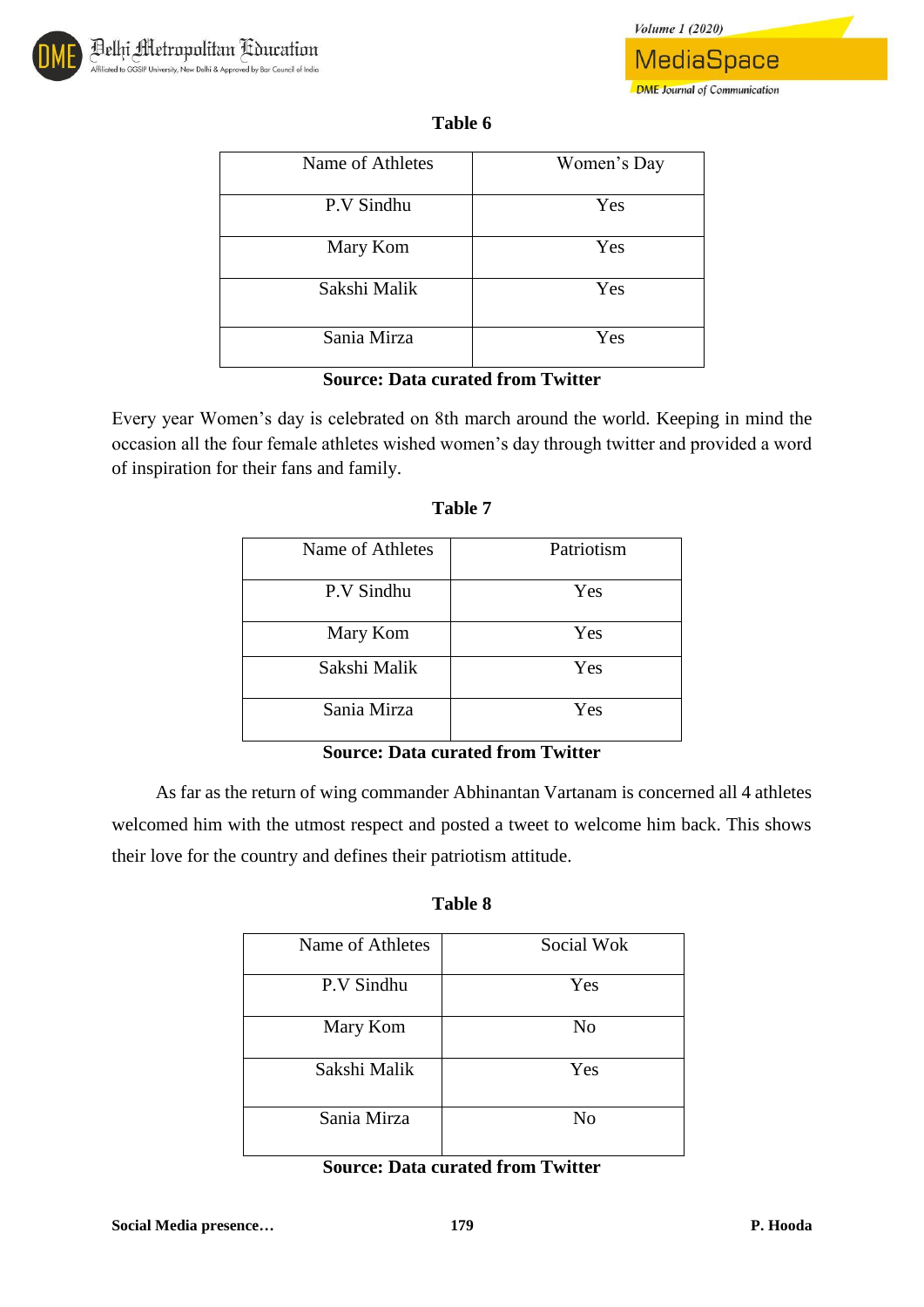**Table 6**

| Name of Athletes | Women's Day |
|---|---|
| P.V Sindhu | Yes |
| Mary Kom | Yes |
| Sakshi Malik | Yes |
| Sania Mirza | Yes |

**Source: Data curated from Twitter**

Every year Women's day is celebrated on 8th march around the world. Keeping in mind the occasion all the four female athletes wished women's day through twitter and provided a word of inspiration for their fans and family.

**Table 7**

| Name of Athletes | Patriotism |
|---|---|
| P.V Sindhu | Yes |
| Mary Kom | Yes |
| Sakshi Malik | Yes |
| Sania Mirza | Yes |

**Source: Data curated from Twitter**

As far as the return of wing commander Abhinantan Vartanam is concerned all 4 athletes welcomed him with the utmost respect and posted a tweet to welcome him back. This shows their love for the country and defines their patriotism attitude.

**Table 8**

| Name of Athletes | Social Wok |
|---|---|
| P.V Sindhu | Yes |
| Mary Kom | No |
| Sakshi Malik | Yes |
| Sania Mirza | No |

**Source: Data curated from Twitter**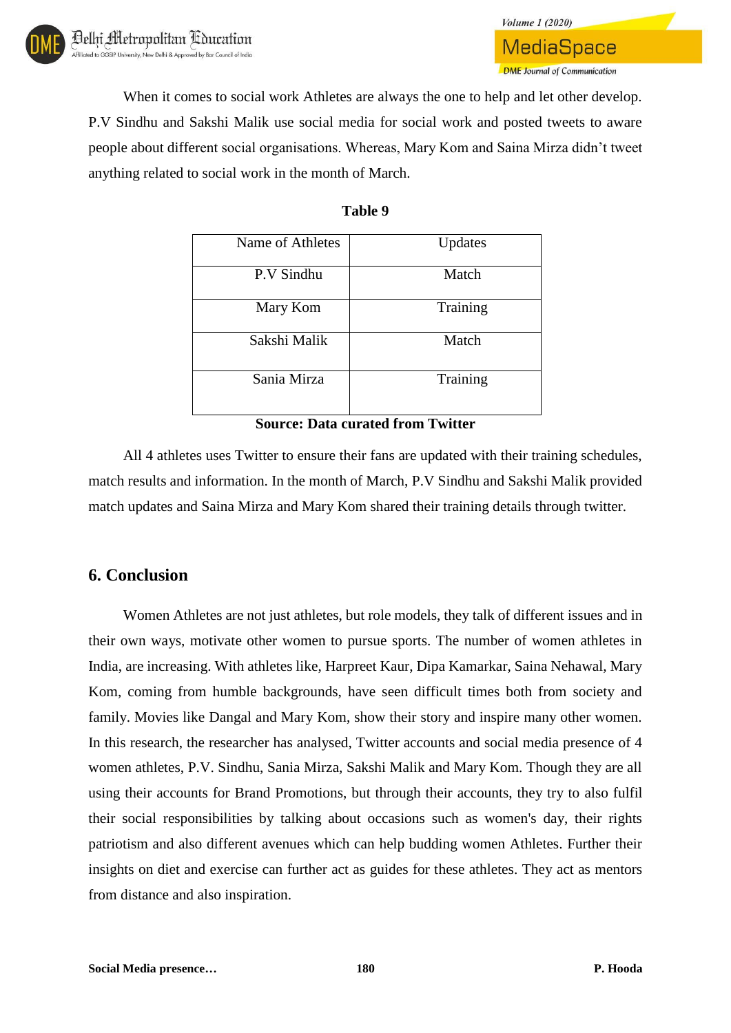When it comes to social work Athletes are always the one to help and let other develop. P.V Sindhu and Sakshi Malik use social media for social work and posted tweets to aware people about different social organisations. Whereas, Mary Kom and Saina Mirza didn't tweet anything related to social work in the month of March.

**Table 9**

| Name of Athletes | Updates |
|---|---|
| P.V Sindhu | Match |
| Mary Kom | Training |
| Sakshi Malik | Match |
| Sania Mirza | Training |

**Source: Data curated from Twitter**

All 4 athletes uses Twitter to ensure their fans are updated with their training schedules, match results and information. In the month of March, P.V Sindhu and Sakshi Malik provided match updates and Saina Mirza and Mary Kom shared their training details through twitter.

## 6. Conclusion

Women Athletes are not just athletes, but role models, they talk of different issues and in their own ways, motivate other women to pursue sports. The number of women athletes in India, are increasing. With athletes like, Harpreet Kaur, Dipa Kamarkar, Saina Nehawal, Mary Kom, coming from humble backgrounds, have seen difficult times both from society and family. Movies like Dangal and Mary Kom, show their story and inspire many other women. In this research, the researcher has analysed, Twitter accounts and social media presence of 4 women athletes, P.V. Sindhu, Sania Mirza, Sakshi Malik and Mary Kom. Though they are all using their accounts for Brand Promotions, but through their accounts, they try to also fulfil their social responsibilities by talking about occasions such as women's day, their rights patriotism and also different avenues which can help budding women Athletes. Further their insights on diet and exercise can further act as guides for these athletes. They act as mentors from distance and also inspiration.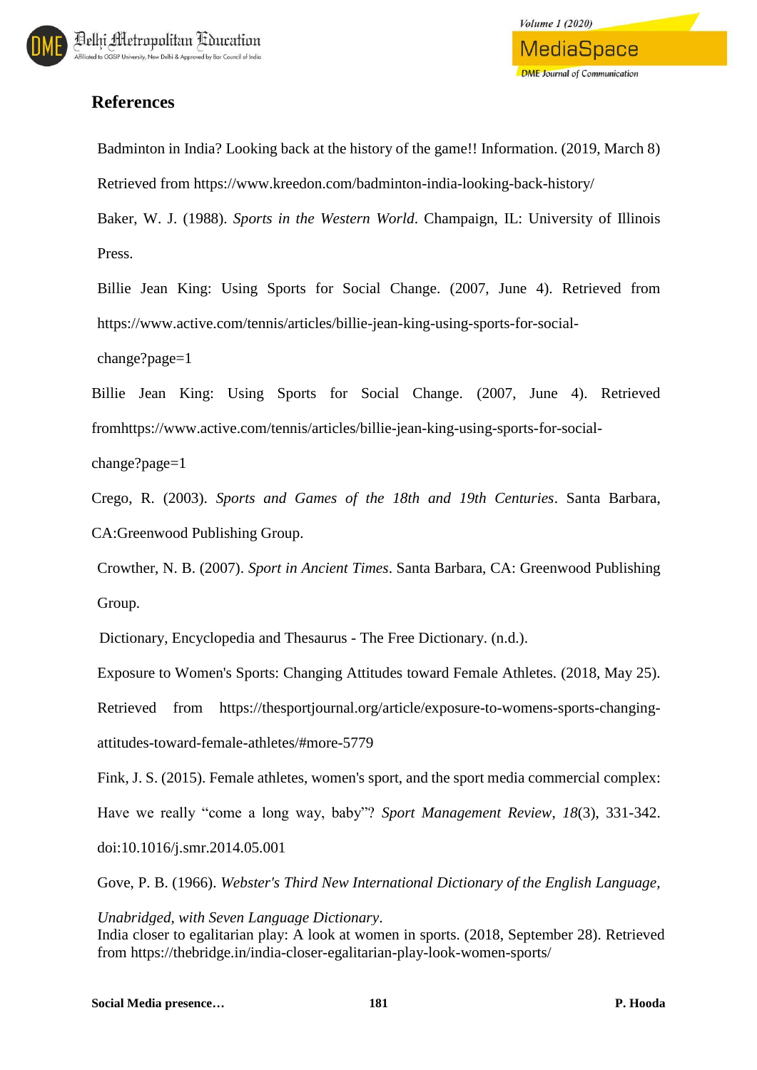## References

Badminton in India? Looking back at the history of the game!! Information. (2019, March 8) Retrieved from https://www.kreedon.com/badminton-india-looking-back-history/

Baker, W. J. (1988). *Sports in the Western World*. Champaign, IL: University of Illinois Press.

Billie Jean King: Using Sports for Social Change. (2007, June 4). Retrieved from https://www.active.com/tennis/articles/billie-jean-king-using-sports-for-social-change?page=1

Billie Jean King: Using Sports for Social Change. (2007, June 4). Retrieved fromhttps://www.active.com/tennis/articles/billie-jean-king-using-sports-for-social-change?page=1

Crego, R. (2003). *Sports and Games of the 18th and 19th Centuries*. Santa Barbara, CA:Greenwood Publishing Group.

Crowther, N. B. (2007). *Sport in Ancient Times*. Santa Barbara, CA: Greenwood Publishing Group.

Dictionary, Encyclopedia and Thesaurus - The Free Dictionary. (n.d.).

Exposure to Women's Sports: Changing Attitudes toward Female Athletes. (2018, May 25). Retrieved from https://thesportjournal.org/article/exposure-to-womens-sports-changing-attitudes-toward-female-athletes/#more-5779

Fink, J. S. (2015). Female athletes, women's sport, and the sport media commercial complex: Have we really “come a long way, baby”? *Sport Management Review*, *18*(3), 331-342. doi:10.1016/j.smr.2014.05.001

Gove, P. B. (1966). *Webster's Third New International Dictionary of the English Language, Unabridged, with Seven Language Dictionary*.

India closer to egalitarian play: A look at women in sports. (2018, September 28). Retrieved from https://thebridge.in/india-closer-egalitarian-play-look-women-sports/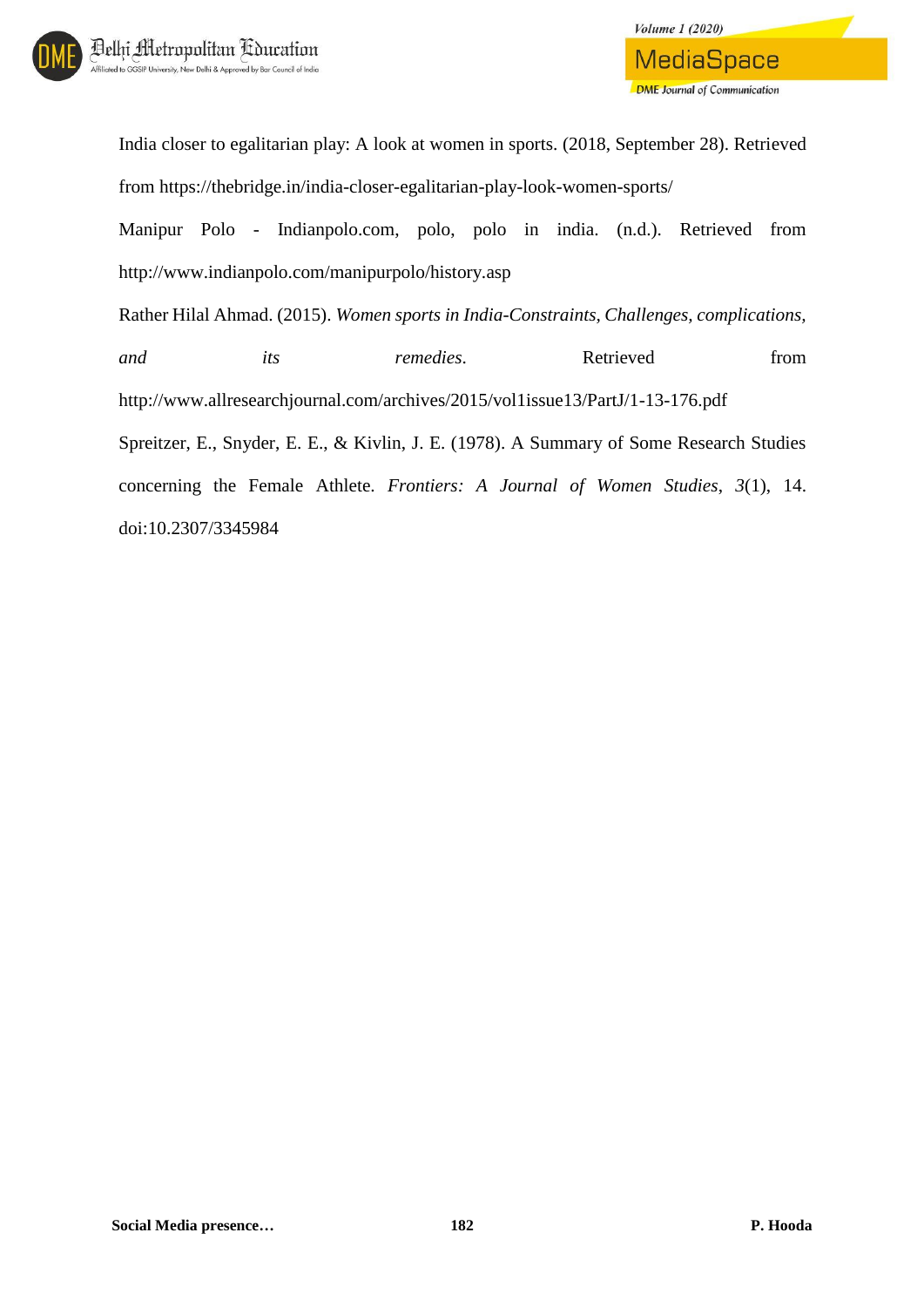India closer to egalitarian play: A look at women in sports. (2018, September 28). Retrieved from https://thebridge.in/india-closer-egalitarian-play-look-women-sports/

Manipur Polo - Indianpolo.com, polo, polo in india. (n.d.). Retrieved from http://www.indianpolo.com/manipurpolo/history.asp

Rather Hilal Ahmad. (2015). *Women sports in India-Constraints, Challenges, complications, and its remedies.* Retrieved from http://www.allresearchjournal.com/archives/2015/vol1issue13/PartJ/1-13-176.pdf

Spreitzer, E., Snyder, E. E., & Kivlin, J. E. (1978). A Summary of Some Research Studies concerning the Female Athlete. *Frontiers: A Journal of Women Studies*, *3*(1), 14. doi:10.2307/3345984